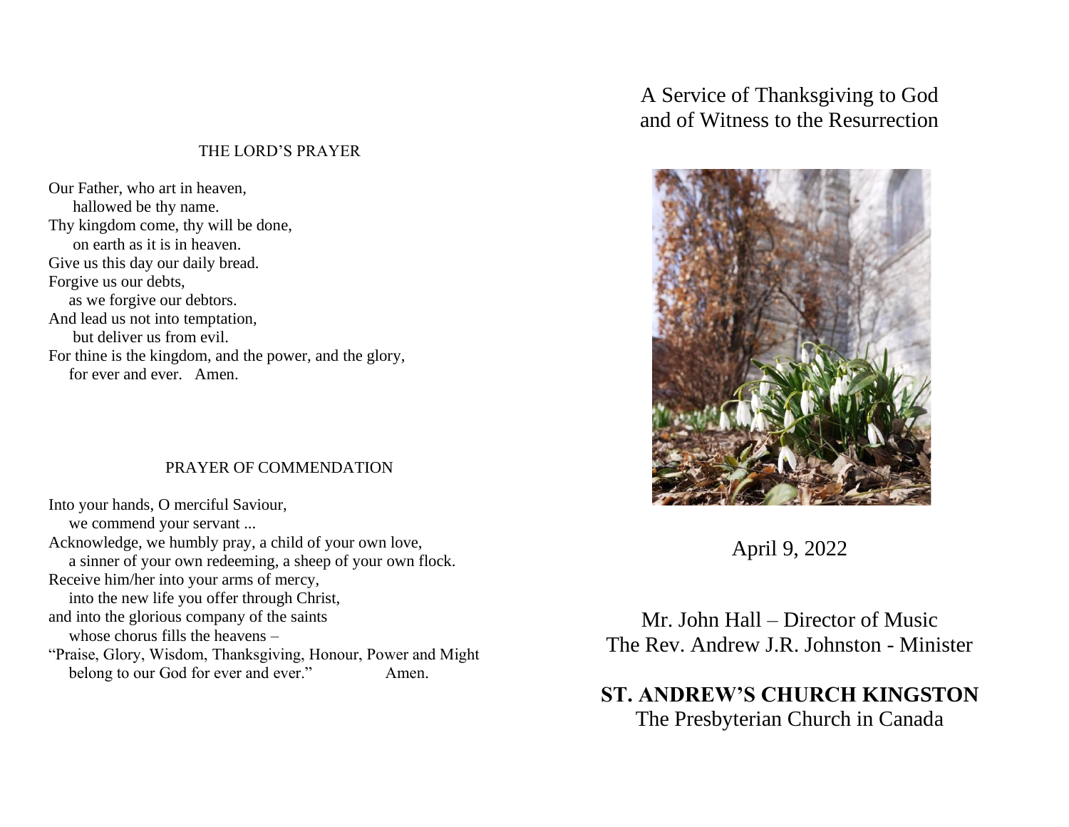## THE LORD'S PRAYER

Our Father, who art in heaven,
hallowed be thy name.
Thy kingdom come, thy will be done,
on earth as it is in heaven.
Give us this day our daily bread.
Forgive us our debts,
as we forgive our debtors.
And lead us not into temptation,
but deliver us from evil.
For thine is the kingdom, and the power, and the glory,
for ever and ever. Amen.

## PRAYER OF COMMENDATION

Into your hands, O merciful Saviour,
we commend your servant ...
Acknowledge, we humbly pray, a child of your own love,
a sinner of your own redeeming, a sheep of your own flock.
Receive him/her into your arms of mercy,
into the new life you offer through Christ,
and into the glorious company of the saints
whose chorus fills the heavens –
"Praise, Glory, Wisdom, Thanksgiving, Honour, Power and Might
belong to our God for ever and ever." Amen.

# A Service of Thanksgiving to God and of Witness to the Resurrection

April 9, 2022

Mr. John Hall – Director of Music
The Rev. Andrew J.R. Johnston - Minister

**ST. ANDREW'S CHURCH KINGSTON**
The Presbyterian Church in Canada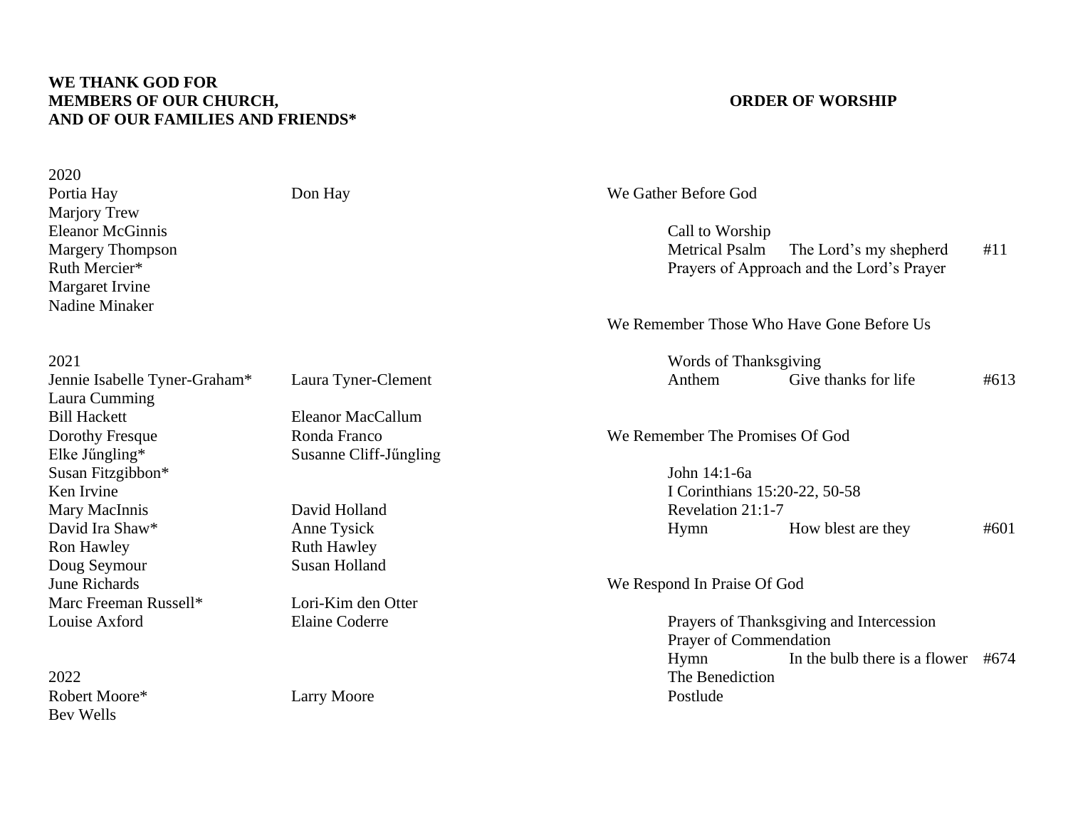**WE THANK GOD FOR
MEMBERS OF OUR CHURCH,
AND OF OUR FAMILIES AND FRIENDS***

| | |
|---|---|
| **2020** | |
| Portia Hay | Don Hay |
| Marjory Trew | |
| Eleanor McGinnis | |
| Margery Thompson | |
| Ruth Mercier* | |
| Margaret Irvine | |
| Nadine Minaker | |
| **2021** | |
| Jennie Isabelle Tyner-Graham* | Laura Tyner-Clement |
| Laura Cumming | |
| Bill Hackett | Eleanor MacCallum |
| Dorothy Fresque | Ronda Franco |
| Elke Jűngling* | Susanne Cliff-Jűngling |
| Susan Fitzgibbon* | |
| Ken Irvine | |
| Mary MacInnis | David Holland |
| David Ira Shaw* | Anne Tysick |
| Ron Hawley | Ruth Hawley |
| Doug Seymour | Susan Holland |
| June Richards | |
| Marc Freeman Russell* | Lori-Kim den Otter |
| Louise Axford | Elaine Coderre |
| **2022** | |
| Robert Moore* | Larry Moore |
| Bev Wells | |

**ORDER OF WORSHIP**

We Gather Before God

- Call to Worship
- Metrical Psalm — The Lord's my shepherd — #11
- Prayers of Approach and the Lord's Prayer

We Remember Those Who Have Gone Before Us

- Words of Thanksgiving
- Anthem — Give thanks for life — #613

We Remember The Promises Of God

- John 14:1-6a
- I Corinthians 15:20-22, 50-58
- Revelation 21:1-7
- Hymn — How blest are they — #601

We Respond In Praise Of God

- Prayers of Thanksgiving and Intercession
- Prayer of Commendation
- Hymn — In the bulb there is a flower — #674
- The Benediction
- Postlude